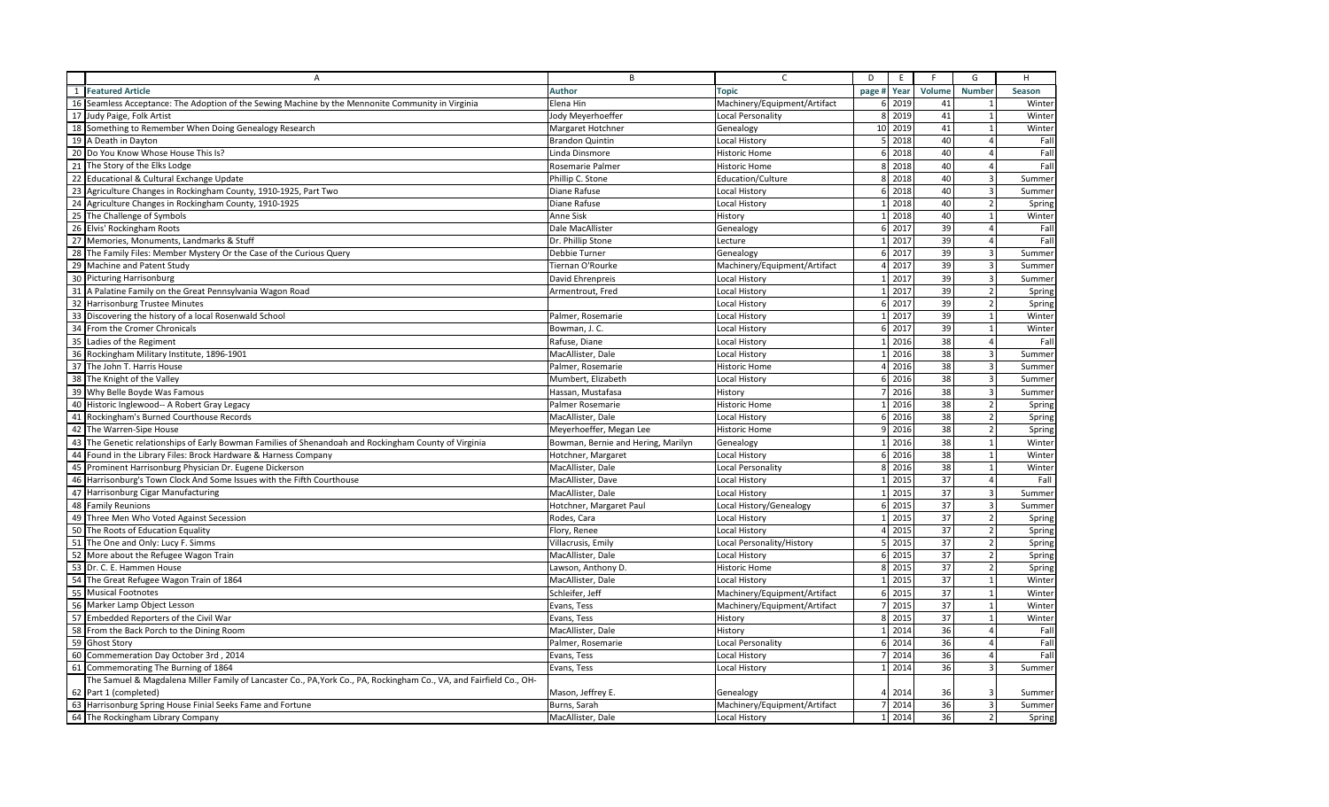| | A | B | C | D | E | F | G | H |
|---|---|---|---|---|---|---|---|---|
| 1 | **Featured Article** | **Author** | **Topic** | **page #** | **Year** | **Volume** | **Number** | **Season** |
| 16 | Seamless Acceptance: The Adoption of the Sewing Machine by the Mennonite Community in Virginia | Elena Hin | Machinery/Equipment/Artifact | 6 | 2019 | 41 | 1 | Winter |
| 17 | Judy Paige, Folk Artist | Jody Meyerhoeffer | Local Personality | 8 | 2019 | 41 | 1 | Winter |
| 18 | Something to Remember When Doing Genealogy Research | Margaret Hotchner | Genealogy | 10 | 2019 | 41 | 1 | Winter |
| 19 | A Death in Dayton | Brandon Quintin | Local History | 5 | 2018 | 40 | 4 | Fall |
| 20 | Do You Know Whose House This Is? | Linda Dinsmore | Historic Home | 6 | 2018 | 40 | 4 | Fall |
| 21 | The Story of the Elks Lodge | Rosemarie Palmer | Historic Home | 8 | 2018 | 40 | 4 | Fall |
| 22 | Educational & Cultural Exchange Update | Phillip C. Stone | Education/Culture | 8 | 2018 | 40 | 3 | Summer |
| 23 | Agriculture Changes in Rockingham County, 1910-1925, Part Two | Diane Rafuse | Local History | 6 | 2018 | 40 | 3 | Summer |
| 24 | Agriculture Changes in Rockingham County, 1910-1925 | Diane Rafuse | Local History | 1 | 2018 | 40 | 2 | Spring |
| 25 | The Challenge of Symbols | Anne Sisk | History | 1 | 2018 | 40 | 1 | Winter |
| 26 | Elvis' Rockingham Roots | Dale MacAllister | Genealogy | 6 | 2017 | 39 | 4 | Fall |
| 27 | Memories, Monuments, Landmarks & Stuff | Dr. Phillip Stone | Lecture | 1 | 2017 | 39 | 4 | Fall |
| 28 | The Family Files: Member Mystery Or the Case of the Curious Query | Debbie Turner | Genealogy | 6 | 2017 | 39 | 3 | Summer |
| 29 | Machine and Patent Study | Tiernan O'Rourke | Machinery/Equipment/Artifact | 4 | 2017 | 39 | 3 | Summer |
| 30 | Picturing Harrisonburg | David Ehrenpreis | Local History | 1 | 2017 | 39 | 3 | Summer |
| 31 | A Palatine Family on the Great Pennsylvania Wagon Road | Armentrout, Fred | Local History | 1 | 2017 | 39 | 2 | Spring |
| 32 | Harrisonburg Trustee Minutes | | Local History | 6 | 2017 | 39 | 2 | Spring |
| 33 | Discovering the history of a local Rosenwald School | Palmer, Rosemarie | Local History | 1 | 2017 | 39 | 1 | Winter |
| 34 | From the Cromer Chronicals | Bowman, J. C. | Local History | 6 | 2017 | 39 | 1 | Winter |
| 35 | Ladies of the Regiment | Rafuse, Diane | Local History | 1 | 2016 | 38 | 4 | Fall |
| 36 | Rockingham Military Institute, 1896-1901 | MacAllister, Dale | Local History | 1 | 2016 | 38 | 3 | Summer |
| 37 | The John T. Harris House | Palmer, Rosemarie | Historic Home | 4 | 2016 | 38 | 3 | Summer |
| 38 | The Knight of the Valley | Mumbert, Elizabeth | Local History | 6 | 2016 | 38 | 3 | Summer |
| 39 | Why Belle Boyde Was Famous | Hassan, Mustafasa | History | 7 | 2016 | 38 | 3 | Summer |
| 40 | Historic Inglewood-- A Robert Gray Legacy | Palmer Rosemarie | Historic Home | 1 | 2016 | 38 | 2 | Spring |
| 41 | Rockingham's Burned Courthouse Records | MacAllister, Dale | Local History | 6 | 2016 | 38 | 2 | Spring |
| 42 | The Warren-Sipe House | Meyerhoeffer, Megan Lee | Historic Home | 9 | 2016 | 38 | 2 | Spring |
| 43 | The Genetic relationships of Early Bowman Families of Shenandoah and Rockingham County of Virginia | Bowman, Bernie and Hering, Marilyn | Genealogy | 1 | 2016 | 38 | 1 | Winter |
| 44 | Found in the Library Files: Brock Hardware & Harness Company | Hotchner, Margaret | Local History | 6 | 2016 | 38 | 1 | Winter |
| 45 | Prominent Harrisonburg Physician Dr. Eugene Dickerson | MacAllister, Dale | Local Personality | 8 | 2016 | 38 | 1 | Winter |
| 46 | Harrisonburg's Town Clock And Some Issues with the Fifth Courthouse | MacAllister, Dave | Local History | 1 | 2015 | 37 | 4 | Fall |
| 47 | Harrisonburg Cigar Manufacturing | MacAllister, Dale | Local History | 1 | 2015 | 37 | 3 | Summer |
| 48 | Family Reunions | Hotchner, Margaret Paul | Local History/Genealogy | 6 | 2015 | 37 | 3 | Summer |
| 49 | Three Men Who Voted Against Secession | Rodes, Cara | Local History | 1 | 2015 | 37 | 2 | Spring |
| 50 | The Roots of Education Equality | Flory, Renee | Local History | 4 | 2015 | 37 | 2 | Spring |
| 51 | The One and Only: Lucy F. Simms | Villacrusis, Emily | Local Personality/History | 5 | 2015 | 37 | 2 | Spring |
| 52 | More about the Refugee Wagon Train | MacAllister, Dale | Local History | 6 | 2015 | 37 | 2 | Spring |
| 53 | Dr. C. E. Hammen House | Lawson, Anthony D. | Historic Home | 8 | 2015 | 37 | 2 | Spring |
| 54 | The Great Refugee Wagon Train of 1864 | MacAllister, Dale | Local History | 1 | 2015 | 37 | 1 | Winter |
| 55 | Musical Footnotes | Schleifer, Jeff | Machinery/Equipment/Artifact | 6 | 2015 | 37 | 1 | Winter |
| 56 | Marker Lamp Object Lesson | Evans, Tess | Machinery/Equipment/Artifact | 7 | 2015 | 37 | 1 | Winter |
| 57 | Embedded Reporters of the Civil War | Evans, Tess | History | 8 | 2015 | 37 | 1 | Winter |
| 58 | From the Back Porch to the Dining Room | MacAllister, Dale | History | 1 | 2014 | 36 | 4 | Fall |
| 59 | Ghost Story | Palmer, Rosemarie | Local Personality | 6 | 2014 | 36 | 4 | Fall |
| 60 | Commemeration Day October 3rd , 2014 | Evans, Tess | Local History | 7 | 2014 | 36 | 4 | Fall |
| 61 | Commemorating The Burning of 1864 | Evans, Tess | Local History | 1 | 2014 | 36 | 3 | Summer |
| 62 | The Samuel & Magdalena Miller Family of Lancaster Co., PA,York Co., PA, Rockingham Co., VA, and Fairfield Co., OH- Part 1 (completed) | Mason, Jeffrey E. | Genealogy | 4 | 2014 | 36 | 3 | Summer |
| 63 | Harrisonburg Spring House Finial Seeks Fame and Fortune | Burns, Sarah | Machinery/Equipment/Artifact | 7 | 2014 | 36 | 3 | Summer |
| 64 | The Rockingham Library Company | MacAllister, Dale | Local History | 1 | 2014 | 36 | 2 | Spring |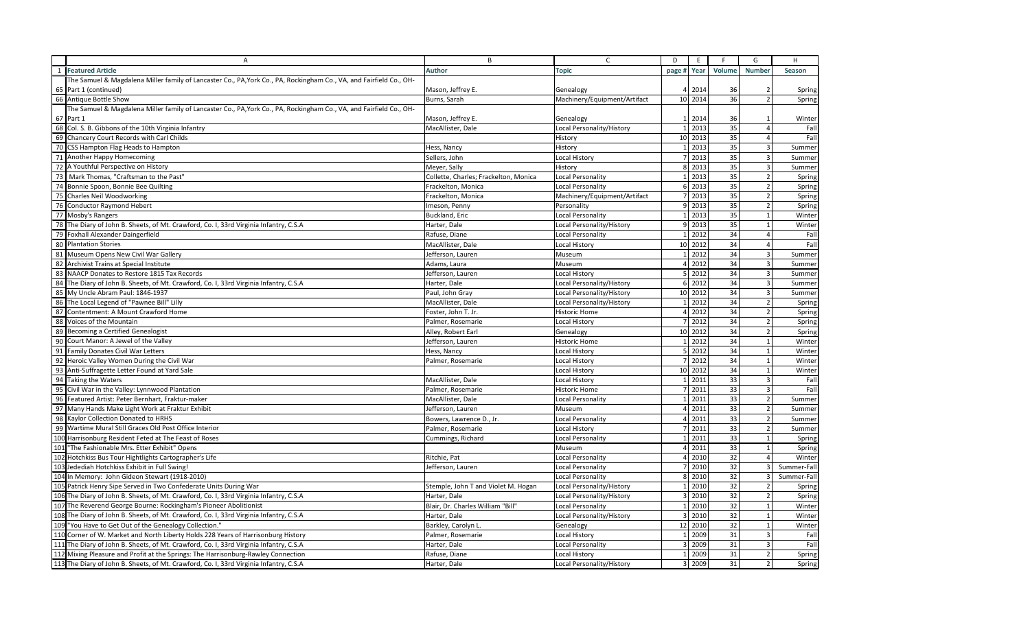| | A | B | C | D | E | F | G | H |
|---|---|---|---|---|---|---|---|---|
| 1 | **Featured Article** | **Author** | **Topic** | **page #** | **Year** | **Volume** | **Number** | **Season** |
| 65 | The Samuel & Magdalena Miller family of Lancaster Co., PA,York Co., PA, Rockingham Co., VA, and Fairfield Co., OH-Part 1 (continued) | Mason, Jeffrey E. | Genealogy | 4 | 2014 | 36 | 2 | Spring |
| 66 | Antique Bottle Show | Burns, Sarah | Machinery/Equipment/Artifact | 10 | 2014 | 36 | 2 | Spring |
| 67 | The Samuel & Magdalena Miller family of Lancaster Co., PA,York Co., PA, Rockingham Co., VA, and Fairfield Co., OH-Part 1 | Mason, Jeffrey E. | Genealogy | 1 | 2014 | 36 | 1 | Winter |
| 68 | Col. S. B. Gibbons of the 10th Virginia Infantry | MacAllister, Dale | Local Personality/History | 1 | 2013 | 35 | 4 | Fall |
| 69 | Chancery Court Records with Carl Childs | | History | 10 | 2013 | 35 | 4 | Fall |
| 70 | CSS Hampton Flag Heads to Hampton | Hess, Nancy | History | 1 | 2013 | 35 | 3 | Summer |
| 71 | Another Happy Homecoming | Sellers, John | Local History | 7 | 2013 | 35 | 3 | Summer |
| 72 | A Youthful Perspective on History | Meyer, Sally | History | 8 | 2013 | 35 | 3 | Summer |
| 73 | Mark Thomas, "Craftsman to the Past" | Collette, Charles; Frackelton, Monica | Local Personality | 1 | 2013 | 35 | 2 | Spring |
| 74 | Bonnie Spoon, Bonnie Bee Quilting | Frackelton, Monica | Local Personality | 6 | 2013 | 35 | 2 | Spring |
| 75 | Charles Neil Woodworking | Frackelton, Monica | Machinery/Equipment/Artifact | 7 | 2013 | 35 | 2 | Spring |
| 76 | Conductor Raymond Hebert | Imeson, Penny | Personality | 9 | 2013 | 35 | 2 | Spring |
| 77 | Mosby's Rangers | Buckland, Eric | Local Personality | 1 | 2013 | 35 | 1 | Winter |
| 78 | The Diary of John B. Sheets, of Mt. Crawford, Co. I, 33rd Virginia Infantry, C.S.A | Harter, Dale | Local Personality/History | 9 | 2013 | 35 | 1 | Winter |
| 79 | Foxhall Alexander Daingerfield | Rafuse, Diane | Local Personality | 1 | 2012 | 34 | 4 | Fall |
| 80 | Plantation Stories | MacAllister, Dale | Local History | 10 | 2012 | 34 | 4 | Fall |
| 81 | Museum Opens New Civil War Gallery | Jefferson, Lauren | Museum | 1 | 2012 | 34 | 3 | Summer |
| 82 | Archivist Trains at Special Institute | Adams, Laura | Museum | 4 | 2012 | 34 | 3 | Summer |
| 83 | NAACP Donates to Restore 1815 Tax Records | Jefferson, Lauren | Local History | 5 | 2012 | 34 | 3 | Summer |
| 84 | The Diary of John B. Sheets, of Mt. Crawford, Co. I, 33rd Virginia Infantry, C.S.A | Harter, Dale | Local Personality/History | 6 | 2012 | 34 | 3 | Summer |
| 85 | My Uncle Abram Paul: 1846-1937 | Paul, John Gray | Local Personality/History | 10 | 2012 | 34 | 3 | Summer |
| 86 | The Local Legend of "Pawnee Bill" Lilly | MacAllister, Dale | Local Personality/History | 1 | 2012 | 34 | 2 | Spring |
| 87 | Contentment: A Mount Crawford Home | Foster, John T. Jr. | Historic Home | 4 | 2012 | 34 | 2 | Spring |
| 88 | Voices of the Mountain | Palmer, Rosemarie | Local History | 7 | 2012 | 34 | 2 | Spring |
| 89 | Becoming a Certified Genealogist | Alley, Robert Earl | Genealogy | 10 | 2012 | 34 | 2 | Spring |
| 90 | Court Manor: A Jewel of the Valley | Jefferson, Lauren | Historic Home | 1 | 2012 | 34 | 1 | Winter |
| 91 | Family Donates Civil War Letters | Hess, Nancy | Local History | 5 | 2012 | 34 | 1 | Winter |
| 92 | Heroic Valley Women During the Civil War | Palmer, Rosemarie | Local History | 7 | 2012 | 34 | 1 | Winter |
| 93 | Anti-Suffragette Letter Found at Yard Sale | | Local History | 10 | 2012 | 34 | 1 | Winter |
| 94 | Taking the Waters | MacAllister, Dale | Local History | 1 | 2011 | 33 | 3 | Fall |
| 95 | Civil War in the Valley: Lynnwood Plantation | Palmer, Rosemarie | Historic Home | 7 | 2011 | 33 | 3 | Fall |
| 96 | Featured Artist: Peter Bernhart, Fraktur-maker | MacAllister, Dale | Local Personality | 1 | 2011 | 33 | 2 | Summer |
| 97 | Many Hands Make Light Work at Fraktur Exhibit | Jefferson, Lauren | Museum | 4 | 2011 | 33 | 2 | Summer |
| 98 | Kaylor Collection Donated to HRHS | Bowers, Lawrence D., Jr. | Local Personality | 4 | 2011 | 33 | 2 | Summer |
| 99 | Wartime Mural Still Graces Old Post Office Interior | Palmer, Rosemarie | Local History | 7 | 2011 | 33 | 2 | Summer |
| 100 | Harrisonburg Resident Feted at The Feast of Roses | Cummings, Richard | Local Personality | 1 | 2011 | 33 | 1 | Spring |
| 101 | "The Fashionable Mrs. Etter Exhibit" Opens | | Museum | 4 | 2011 | 33 | 1 | Spring |
| 102 | Hotchkiss Bus Tour Hightlights Cartographer's Life | Ritchie, Pat | Local Personality | 4 | 2010 | 32 | 4 | Winter |
| 103 | Jedediah Hotchkiss Exhibit in Full Swing! | Jefferson, Lauren | Local Personality | 7 | 2010 | 32 | 3 | Summer-Fall |
| 104 | In Memory: John Gideon Stewart (1918-2010) | | Local Personality | 8 | 2010 | 32 | 3 | Summer-Fall |
| 105 | Patrick Henry Sipe Served in Two Confederate Units During War | Stemple, John T and Violet M. Hogan | Local Personality/History | 1 | 2010 | 32 | 2 | Spring |
| 106 | The Diary of John B. Sheets, of Mt. Crawford, Co. I, 33rd Virginia Infantry, C.S.A | Harter, Dale | Local Personality/History | 3 | 2010 | 32 | 2 | Spring |
| 107 | The Reverend George Bourne: Rockingham's Pioneer Abolitionist | Blair, Dr. Charles William "Bill" | Local Personality | 1 | 2010 | 32 | 1 | Winter |
| 108 | The Diary of John B. Sheets, of Mt. Crawford, Co. I, 33rd Virginia Infantry, C.S.A | Harter, Dale | Local Personality/History | 3 | 2010 | 32 | 1 | Winter |
| 109 | "You Have to Get Out of the Genealogy Collection." | Barkley, Carolyn L. | Genealogy | 12 | 2010 | 32 | 1 | Winter |
| 110 | Corner of W. Market and North Liberty Holds 228 Years of Harrisonburg History | Palmer, Rosemarie | Local History | 1 | 2009 | 31 | 3 | Fall |
| 111 | The Diary of John B. Sheets, of Mt. Crawford, Co. I, 33rd Virginia Infantry, C.S.A | Harter, Dale | Local Personality | 3 | 2009 | 31 | 3 | Fall |
| 112 | Mixing Pleasure and Profit at the Springs: The Harrisonburg-Rawley Connection | Rafuse, Diane | Local History | 1 | 2009 | 31 | 2 | Spring |
| 113 | The Diary of John B. Sheets, of Mt. Crawford, Co. I, 33rd Virginia Infantry, C.S.A | Harter, Dale | Local Personality/History | 3 | 2009 | 31 | 2 | Spring |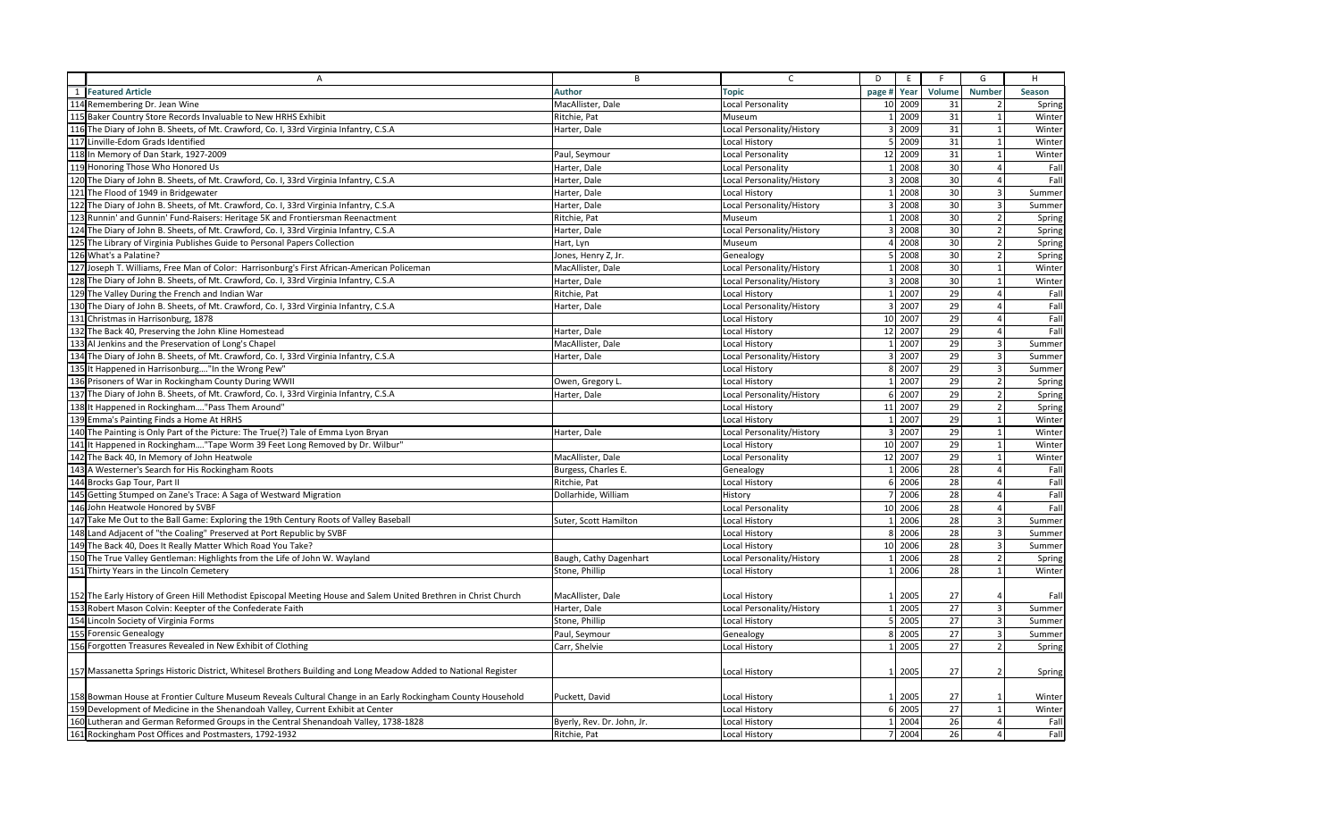| | A | B | C | D | E | F | G | H |
|---|---|---|---|---|---|---|---|---|
| 1 | **Featured Article** | **Author** | **Topic** | **page #** | **Year** | **Volume** | **Number** | **Season** |
| 114 | Remembering Dr. Jean Wine | MacAllister, Dale | Local Personality | 10 | 2009 | 31 | 2 | Spring |
| 115 | Baker Country Store Records Invaluable to New HRHS Exhibit | Ritchie, Pat | Museum | 1 | 2009 | 31 | 1 | Winter |
| 116 | The Diary of John B. Sheets, of Mt. Crawford, Co. I, 33rd Virginia Infantry, C.S.A | Harter, Dale | Local Personality/History | 3 | 2009 | 31 | 1 | Winter |
| 117 | Linville-Edom Grads Identified | | Local History | 5 | 2009 | 31 | 1 | Winter |
| 118 | In Memory of Dan Stark, 1927-2009 | Paul, Seymour | Local Personality | 12 | 2009 | 31 | 1 | Winter |
| 119 | Honoring Those Who Honored Us | Harter, Dale | Local Personality | 1 | 2008 | 30 | 4 | Fall |
| 120 | The Diary of John B. Sheets, of Mt. Crawford, Co. I, 33rd Virginia Infantry, C.S.A | Harter, Dale | Local Personality/History | 3 | 2008 | 30 | 4 | Fall |
| 121 | The Flood of 1949 in Bridgewater | Harter, Dale | Local History | 1 | 2008 | 30 | 3 | Summer |
| 122 | The Diary of John B. Sheets, of Mt. Crawford, Co. I, 33rd Virginia Infantry, C.S.A | Harter, Dale | Local Personality/History | 3 | 2008 | 30 | 3 | Summer |
| 123 | Runnin' and Gunnin' Fund-Raisers: Heritage 5K and Frontiersman Reenactment | Ritchie, Pat | Museum | 1 | 2008 | 30 | 2 | Spring |
| 124 | The Diary of John B. Sheets, of Mt. Crawford, Co. I, 33rd Virginia Infantry, C.S.A | Harter, Dale | Local Personality/History | 3 | 2008 | 30 | 2 | Spring |
| 125 | The Library of Virginia Publishes Guide to Personal Papers Collection | Hart, Lyn | Museum | 4 | 2008 | 30 | 2 | Spring |
| 126 | What's a Palatine? | Jones, Henry Z, Jr. | Genealogy | 5 | 2008 | 30 | 2 | Spring |
| 127 | Joseph T. Williams, Free Man of Color: Harrisonburg's First African-American Policeman | MacAllister, Dale | Local Personality/History | 1 | 2008 | 30 | 1 | Winter |
| 128 | The Diary of John B. Sheets, of Mt. Crawford, Co. I, 33rd Virginia Infantry, C.S.A | Harter, Dale | Local Personality/History | 3 | 2008 | 30 | 1 | Winter |
| 129 | The Valley During the French and Indian War | Ritchie, Pat | Local History | 1 | 2007 | 29 | 4 | Fall |
| 130 | The Diary of John B. Sheets, of Mt. Crawford, Co. I, 33rd Virginia Infantry, C.S.A | Harter, Dale | Local Personality/History | 3 | 2007 | 29 | 4 | Fall |
| 131 | Christmas in Harrisonburg, 1878 | | Local History | 10 | 2007 | 29 | 4 | Fall |
| 132 | The Back 40, Preserving the John Kline Homestead | Harter, Dale | Local History | 12 | 2007 | 29 | 4 | Fall |
| 133 | Al Jenkins and the Preservation of Long's Chapel | MacAllister, Dale | Local History | 1 | 2007 | 29 | 3 | Summer |
| 134 | The Diary of John B. Sheets, of Mt. Crawford, Co. I, 33rd Virginia Infantry, C.S.A | Harter, Dale | Local Personality/History | 3 | 2007 | 29 | 3 | Summer |
| 135 | It Happened in Harrisonburg...."In the Wrong Pew" | | Local History | 8 | 2007 | 29 | 3 | Summer |
| 136 | Prisoners of War in Rockingham County During WWII | Owen, Gregory L. | Local History | 1 | 2007 | 29 | 2 | Spring |
| 137 | The Diary of John B. Sheets, of Mt. Crawford, Co. I, 33rd Virginia Infantry, C.S.A | Harter, Dale | Local Personality/History | 6 | 2007 | 29 | 2 | Spring |
| 138 | It Happened in Rockingham...."Pass Them Around" | | Local History | 11 | 2007 | 29 | 2 | Spring |
| 139 | Emma's Painting Finds a Home At HRHS | | Local History | 1 | 2007 | 29 | 1 | Winter |
| 140 | The Painting is Only Part of the Picture: The True(?) Tale of Emma Lyon Bryan | Harter, Dale | Local Personality/History | 3 | 2007 | 29 | 1 | Winter |
| 141 | It Happened in Rockingham...."Tape Worm 39 Feet Long Removed by Dr. Wilbur" | | Local History | 10 | 2007 | 29 | 1 | Winter |
| 142 | The Back 40, In Memory of John Heatwole | MacAllister, Dale | Local Personality | 12 | 2007 | 29 | 1 | Winter |
| 143 | A Westerner's Search for His Rockingham Roots | Burgess, Charles E. | Genealogy | 1 | 2006 | 28 | 4 | Fall |
| 144 | Brocks Gap Tour, Part II | Ritchie, Pat | Local History | 6 | 2006 | 28 | 4 | Fall |
| 145 | Getting Stumped on Zane's Trace: A Saga of Westward Migration | Dollarhide, William | History | 7 | 2006 | 28 | 4 | Fall |
| 146 | John Heatwole Honored by SVBF | | Local Personality | 10 | 2006 | 28 | 4 | Fall |
| 147 | Take Me Out to the Ball Game: Exploring the 19th Century Roots of Valley Baseball | Suter, Scott Hamilton | Local History | 1 | 2006 | 28 | 3 | Summer |
| 148 | Land Adjacent of "the Coaling" Preserved at Port Republic by SVBF | | Local History | 8 | 2006 | 28 | 3 | Summer |
| 149 | The Back 40, Does It Really Matter Which Road You Take? | | Local History | 10 | 2006 | 28 | 3 | Summer |
| 150 | The True Valley Gentleman: Highlights from the Life of John W. Wayland | Baugh, Cathy Dagenhart | Local Personality/History | 1 | 2006 | 28 | 2 | Spring |
| 151 | Thirty Years in the Lincoln Cemetery | Stone, Phillip | Local History | 1 | 2006 | 28 | 1 | Winter |
| 152 | The Early History of Green Hill Methodist Episcopal Meeting House and Salem United Brethren in Christ Church | MacAllister, Dale | Local History | 1 | 2005 | 27 | 4 | Fall |
| 153 | Robert Mason Colvin: Keepter of the Confederate Faith | Harter, Dale | Local Personality/History | 1 | 2005 | 27 | 3 | Summer |
| 154 | Lincoln Society of Virginia Forms | Stone, Phillip | Local History | 5 | 2005 | 27 | 3 | Summer |
| 155 | Forensic Genealogy | Paul, Seymour | Genealogy | 8 | 2005 | 27 | 3 | Summer |
| 156 | Forgotten Treasures Revealed in New Exhibit of Clothing | Carr, Shelvie | Local History | 1 | 2005 | 27 | 2 | Spring |
| 157 | Massanetta Springs Historic District, Whitesel Brothers Building and Long Meadow Added to National Register | | Local History | 1 | 2005 | 27 | 2 | Spring |
| 158 | Bowman House at Frontier Culture Museum Reveals Cultural Change in an Early Rockingham County Household | Puckett, David | Local History | 1 | 2005 | 27 | 1 | Winter |
| 159 | Development of Medicine in the Shenandoah Valley, Current Exhibit at Center | | Local History | 6 | 2005 | 27 | 1 | Winter |
| 160 | Lutheran and German Reformed Groups in the Central Shenandoah Valley, 1738-1828 | Byerly, Rev. Dr. John, Jr. | Local History | 1 | 2004 | 26 | 4 | Fall |
| 161 | Rockingham Post Offices and Postmasters, 1792-1932 | Ritchie, Pat | Local History | 7 | 2004 | 26 | 4 | Fall |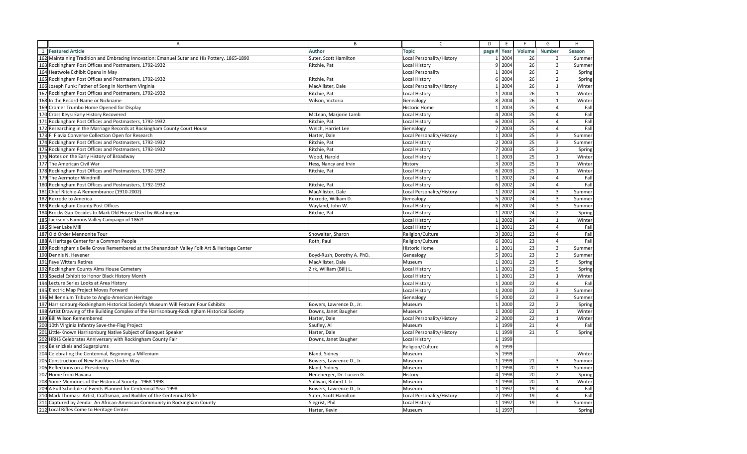| | A | B | C | D | E | F | G | H |
|---|---|---|---|---|---|---|---|---|
| 1 | **Featured Article** | **Author** | **Topic** | **page #** | **Year** | **Volume** | **Number** | **Season** |
| 162 | Maintaining Tradition and Embracing Innovation: Emanuel Suter and His Pottery, 1865-1890 | Suter, Scott Hamilton | Local Personality/History | 1 | 2004 | 26 | 3 | Summer |
| 163 | Rockingham Post Offices and Postmasters, 1792-1932 | Ritchie, Pat | Local History | 9 | 2004 | 26 | 3 | Summer |
| 164 | Heatwole Exhibit Opens in May | | Local Personality | 1 | 2004 | 26 | 2 | Spring |
| 165 | Rockingham Post Offices and Postmasters, 1792-1932 | Ritchie, Pat | Local History | 6 | 2004 | 26 | 2 | Spring |
| 166 | Joseph Funk: Father of Song in Northern Virginia | MacAllister, Dale | Local Personality/History | 1 | 2004 | 26 | 1 | Winter |
| 167 | Rockingham Post Offices and Postmasters, 1792-1932 | Ritchie, Pat | Local History | 1 | 2004 | 26 | 1 | Winter |
| 168 | In the Record-Name or Nickname | Wilson, Victoria | Genealogy | 8 | 2004 | 26 | 1 | Winter |
| 169 | Cromer Trumbo Home Opened for Display | | Historic Home | 1 | 2003 | 25 | 4 | Fall |
| 170 | Cross Keys: Early History Recovered | McLean, Marjorie Lamb | Local History | 4 | 2003 | 25 | 4 | Fall |
| 171 | Rockingham Post Offices and Postmasters, 1792-1932 | Ritchie, Pat | Local History | 6 | 2003 | 25 | 4 | Fall |
| 172 | Researching in the Marriage Records at Rockingham County Court House | Welch, Harriet Lee | Genealogy | 7 | 2003 | 25 | 4 | Fall |
| 173 | F. Flavia Converse Collection Open for Research | Harter, Dale | Local Personality/History | 1 | 2003 | 25 | 3 | Summer |
| 174 | Rockingham Post Offices and Postmasters, 1792-1932 | Ritchie, Pat | Local History | 2 | 2003 | 25 | 3 | Summer |
| 175 | Rockingham Post Offices and Postmasters, 1792-1932 | Ritchie, Pat | Local History | 7 | 2003 | 25 | 2 | Spring |
| 176 | Notes on the Early History of Broadway | Wood, Harold | Local History | 1 | 2003 | 25 | 1 | Winter |
| 177 | The American Civil War | Hess, Nancy and Irvin | History | 3 | 2003 | 25 | 1 | Winter |
| 178 | Rockingham Post Offices and Postmasters, 1792-1932 | Ritchie, Pat | Local History | 6 | 2003 | 25 | 1 | Winter |
| 179 | The Aermotor Windmill | | Local History | 1 | 2002 | 24 | 4 | Fall |
| 180 | Rockingham Post Offices and Postmasters, 1792-1932 | Ritchie, Pat | Local History | 6 | 2002 | 24 | 4 | Fall |
| 181 | Chief Ritchie-A Remembrance (1910-2002) | MacAllister, Dale | Local Personality/History | 1 | 2002 | 24 | 3 | Summer |
| 182 | Rexrode to America | Rexrode, William D. | Genealogy | 5 | 2002 | 24 | 3 | Summer |
| 183 | Rockingham County Post Offices | Wayland, John W. | Local History | 6 | 2002 | 24 | 3 | Summer |
| 184 | Brocks Gap Decides to Mark Old House Used by Washington | Ritchie, Pat | Local History | 1 | 2002 | 24 | 2 | Spring |
| 185 | Jackson's Famous Valley Campaign of 1862! | | Local History | 1 | 2002 | 24 | 1 | Winter |
| 186 | Silver Lake Mill | | Local History | 1 | 2001 | 23 | 4 | Fall |
| 187 | Old Order Mennonite Tour | Showalter, Sharon | Religion/Culture | 3 | 2001 | 23 | 4 | Fall |
| 188 | A Heritage Center for a Common People | Roth, Paul | Religion/Culture | 6 | 2001 | 23 | 4 | Fall |
| 189 | Rockingham's Belle Grove Remembered at the Shenandoah Valley Folk Art & Heritage Center | | Historic Home | 1 | 2001 | 23 | 3 | Summer |
| 190 | Dennis N. Hevener | Boyd-Rush, Dorothy A. PhD. | Genealogy | 5 | 2001 | 23 | 3 | Summer |
| 191 | Faye Witters Retires | MacAllister, Dale | Museum | 1 | 2001 | 23 | 5 | Spring |
| 192 | Rockingham County Alms House Cemetery | Zirk, William (Bill) L. | Local History | 1 | 2001 | 23 | 5 | Spring |
| 193 | Special Exhibit to Honor Black History Month | | Local History | 1 | 2001 | 23 | 1 | Winter |
| 194 | Lecture Series Looks at Area History | | Local History | 1 | 2000 | 22 | 4 | Fall |
| 195 | Electric Map Project Moves Forward | | Local History | 1 | 2000 | 22 | 3 | Summer |
| 196 | Millennium Tribute to Anglo-American Heritage | | Genealogy | 5 | 2000 | 22 | 3 | Summer |
| 197 | Harrisonburg-Rockingham Historical Society's Museum Will Feature Four Exhibits | Bowers, Lawrence D., Jr. | Museum | 1 | 2000 | 22 | 2 | Spring |
| 198 | Artist Drawing of the Building Complex of the Harrisonburg-Rockingham Historical Society | Downs, Janet Baugher | Museum | 1 | 2000 | 22 | 1 | Winter |
| 199 | Bill Wilson Remembered | Harter, Dale | Local Personality/History | 2 | 2000 | 22 | 1 | Winter |
| 200 | 10th Virginia Infantry Save-the-Flag Project | Saufley, Al | Museum | 1 | 1999 | 21 | 4 | Fall |
| 201 | Little-Known Harrisonburg Native Subject of Banquet Speaker | Harter, Dale | Local Personality/History | 1 | 1999 | 21 | 5 | Spring |
| 202 | HRHS Celebrates Anniversary with Rockingham County Fair | Downs, Janet Baugher | Local History | 1 | 1999 | | | |
| 203 | Belsnickels and Sugarplums | | Religion/Culture | 6 | 1999 | | | |
| 204 | Celebrating the Centennial, Beginning a Millenium | Bland, Sidney | Museum | 5 | 1999 | | | Winter |
| 205 | Construction of New Facilities Under Way | Bowers, Lawrence D., Jr. | Museum | 1 | 1999 | 21 | 3 | Summer |
| 206 | Reflections on a Presidency | Bland, Sidney | Museum | 1 | 1998 | 20 | 3 | Summer |
| 207 | Home from Havana | Heneberger, Dr. Lucien G. | History | 4 | 1998 | 20 | 2 | Spring |
| 208 | Some Memories of the Historical Society...1968-1998 | Sullivan, Robert J. Jr. | Museum | 1 | 1998 | 20 | 1 | Winter |
| 209 | A Full Schedule of Events Planned for Centennial Year 1998 | Bowers, Lawrence D., Jr. | Museum | 1 | 1997 | 19 | 4 | Fall |
| 210 | Mark Thomas: Artist, Craftsman, and Builder of the Centennial Rifle | Suter, Scott Hamilton | Local Personality/History | 2 | 1997 | 19 | 4 | Fall |
| 211 | Captured by Zenda: An African-American Community in Rockingham County | Siegrist, Phil | Local History | 1 | 1997 | 19 | 3 | Summer |
| 212 | Local Rifles Come to Heritage Center | Harter, Kevin | Museum | 1 | 1997 | | | Spring |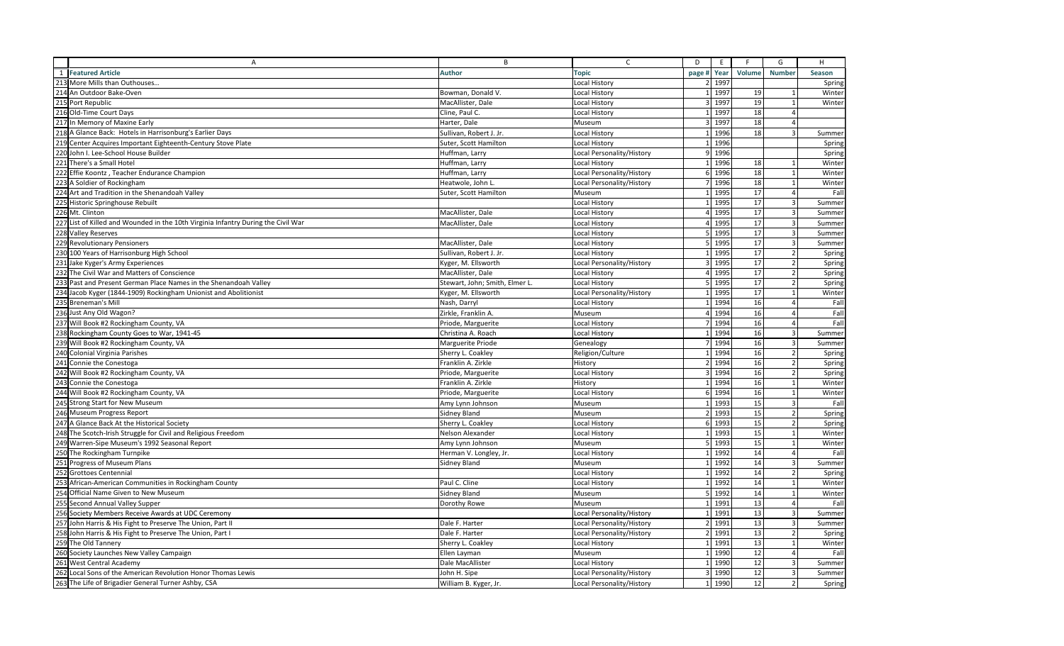| | A | B | C | D | E | F | G | H |
|---|---|---|---|---|---|---|---|---|
| 1 | **Featured Article** | **Author** | **Topic** | **page #** | **Year** | **Volume** | **Number** | **Season** |
| 213 | More Mills than Outhouses… | | Local History | 2 | 1997 | | | Spring |
| 214 | An Outdoor Bake-Oven | Bowman, Donald V. | Local History | 1 | 1997 | 19 | 1 | Winter |
| 215 | Port Republic | MacAllister, Dale | Local History | 3 | 1997 | 19 | 1 | Winter |
| 216 | Old-Time Court Days | Cline, Paul C. | Local History | 1 | 1997 | 18 | 4 | |
| 217 | In Memory of Maxine Early | Harter, Dale | Museum | 3 | 1997 | 18 | 4 | |
| 218 | A Glance Back: Hotels in Harrisonburg's Earlier Days | Sullivan, Robert J. Jr. | Local History | 1 | 1996 | 18 | 3 | Summer |
| 219 | Center Acquires Important Eighteenth-Century Stove Plate | Suter, Scott Hamilton | Local History | 1 | 1996 | | | Spring |
| 220 | John I. Lee-School House Builder | Huffman, Larry | Local Personality/History | 9 | 1996 | | | Spring |
| 221 | There's a Small Hotel | Huffman, Larry | Local History | 1 | 1996 | 18 | 1 | Winter |
| 222 | Effie Koontz , Teacher Endurance Champion | Huffman, Larry | Local Personality/History | 6 | 1996 | 18 | 1 | Winter |
| 223 | A Soldier of Rockingham | Heatwole, John L. | Local Personality/History | 7 | 1996 | 18 | 1 | Winter |
| 224 | Art and Tradition in the Shenandoah Valley | Suter, Scott Hamilton | Museum | 1 | 1995 | 17 | 4 | Fall |
| 225 | Historic Springhouse Rebuilt | | Local History | 1 | 1995 | 17 | 3 | Summer |
| 226 | Mt. Clinton | MacAllister, Dale | Local History | 4 | 1995 | 17 | 3 | Summer |
| 227 | List of Killed and Wounded in the 10th Virginia Infantry During the Civil War | MacAllister, Dale | Local History | 4 | 1995 | 17 | 3 | Summer |
| 228 | Valley Reserves | | Local History | 5 | 1995 | 17 | 3 | Summer |
| 229 | Revolutionary Pensioners | MacAllister, Dale | Local History | 5 | 1995 | 17 | 3 | Summer |
| 230 | 100 Years of Harrisonburg High School | Sullivan, Robert J. Jr. | Local History | 1 | 1995 | 17 | 2 | Spring |
| 231 | Jake Kyger's Army Experiences | Kyger, M. Ellsworth | Local Personality/History | 3 | 1995 | 17 | 2 | Spring |
| 232 | The Civil War and Matters of Conscience | MacAllister, Dale | Local History | 4 | 1995 | 17 | 2 | Spring |
| 233 | Past and Present German Place Names in the Shenandoah Valley | Stewart, John; Smith, Elmer L. | Local History | 5 | 1995 | 17 | 2 | Spring |
| 234 | Jacob Kyger (1844-1909) Rockingham Unionist and Abolitionist | Kyger, M. Ellsworth | Local Personality/History | 1 | 1995 | 17 | 1 | Winter |
| 235 | Breneman's Mill | Nash, Darryl | Local History | 1 | 1994 | 16 | 4 | Fall |
| 236 | Just Any Old Wagon? | Zirkle, Franklin A. | Museum | 4 | 1994 | 16 | 4 | Fall |
| 237 | Will Book #2 Rockingham County, VA | Priode, Marguerite | Local History | 7 | 1994 | 16 | 4 | Fall |
| 238 | Rockingham County Goes to War, 1941-45 | Christina A. Roach | Local History | 1 | 1994 | 16 | 3 | Summer |
| 239 | Will Book #2 Rockingham County, VA | Marguerite Priode | Genealogy | 7 | 1994 | 16 | 3 | Summer |
| 240 | Colonial Virginia Parishes | Sherry L. Coakley | Religion/Culture | 1 | 1994 | 16 | 2 | Spring |
| 241 | Connie the Conestoga | Franklin A. Zirkle | History | 2 | 1994 | 16 | 2 | Spring |
| 242 | Will Book #2 Rockingham County, VA | Priode, Marguerite | Local History | 3 | 1994 | 16 | 2 | Spring |
| 243 | Connie the Conestoga | Franklin A. Zirkle | History | 1 | 1994 | 16 | 1 | Winter |
| 244 | Will Book #2 Rockingham County, VA | Priode, Marguerite | Local History | 6 | 1994 | 16 | 1 | Winter |
| 245 | Strong Start for New Museum | Amy Lynn Johnson | Museum | 1 | 1993 | 15 | 3 | Fall |
| 246 | Museum Progress Report | Sidney Bland | Museum | 2 | 1993 | 15 | 2 | Spring |
| 247 | A Glance Back At the Historical Society | Sherry L. Coakley | Local History | 6 | 1993 | 15 | 2 | Spring |
| 248 | The Scotch-Irish Struggle for Civil and Religious Freedom | Nelson Alexander | Local History | 1 | 1993 | 15 | 1 | Winter |
| 249 | Warren-Sipe Museum's 1992 Seasonal Report | Amy Lynn Johnson | Museum | 5 | 1993 | 15 | 1 | Winter |
| 250 | The Rockingham Turnpike | Herman V. Longley, Jr. | Local History | 1 | 1992 | 14 | 4 | Fall |
| 251 | Progress of Museum Plans | Sidney Bland | Museum | 1 | 1992 | 14 | 3 | Summer |
| 252 | Grottoes Centennial | | Local History | 1 | 1992 | 14 | 2 | Spring |
| 253 | African-American Communities in Rockingham County | Paul C. Cline | Local History | 1 | 1992 | 14 | 1 | Winter |
| 254 | Official Name Given to New Museum | Sidney Bland | Museum | 5 | 1992 | 14 | 1 | Winter |
| 255 | Second Annual Valley Supper | Dorothy Rowe | Museum | 1 | 1991 | 13 | 4 | Fall |
| 256 | Society Members Receive Awards at UDC Ceremony | | Local Personality/History | 1 | 1991 | 13 | 3 | Summer |
| 257 | John Harris & His Fight to Preserve The Union, Part II | Dale F. Harter | Local Personality/History | 2 | 1991 | 13 | 3 | Summer |
| 258 | John Harris & His Fight to Preserve The Union, Part I | Dale F. Harter | Local Personality/History | 2 | 1991 | 13 | 2 | Spring |
| 259 | The Old Tannery | Sherry L. Coakley | Local History | 1 | 1991 | 13 | 1 | Winter |
| 260 | Society Launches New Valley Campaign | Ellen Layman | Museum | 1 | 1990 | 12 | 4 | Fall |
| 261 | West Central Academy | Dale MacAllister | Local History | 1 | 1990 | 12 | 3 | Summer |
| 262 | Local Sons of the American Revolution Honor Thomas Lewis | John H. Sipe | Local Personality/History | 3 | 1990 | 12 | 3 | Summer |
| 263 | The Life of Brigadier General Turner Ashby, CSA | William B. Kyger, Jr. | Local Personality/History | 1 | 1990 | 12 | 2 | Spring |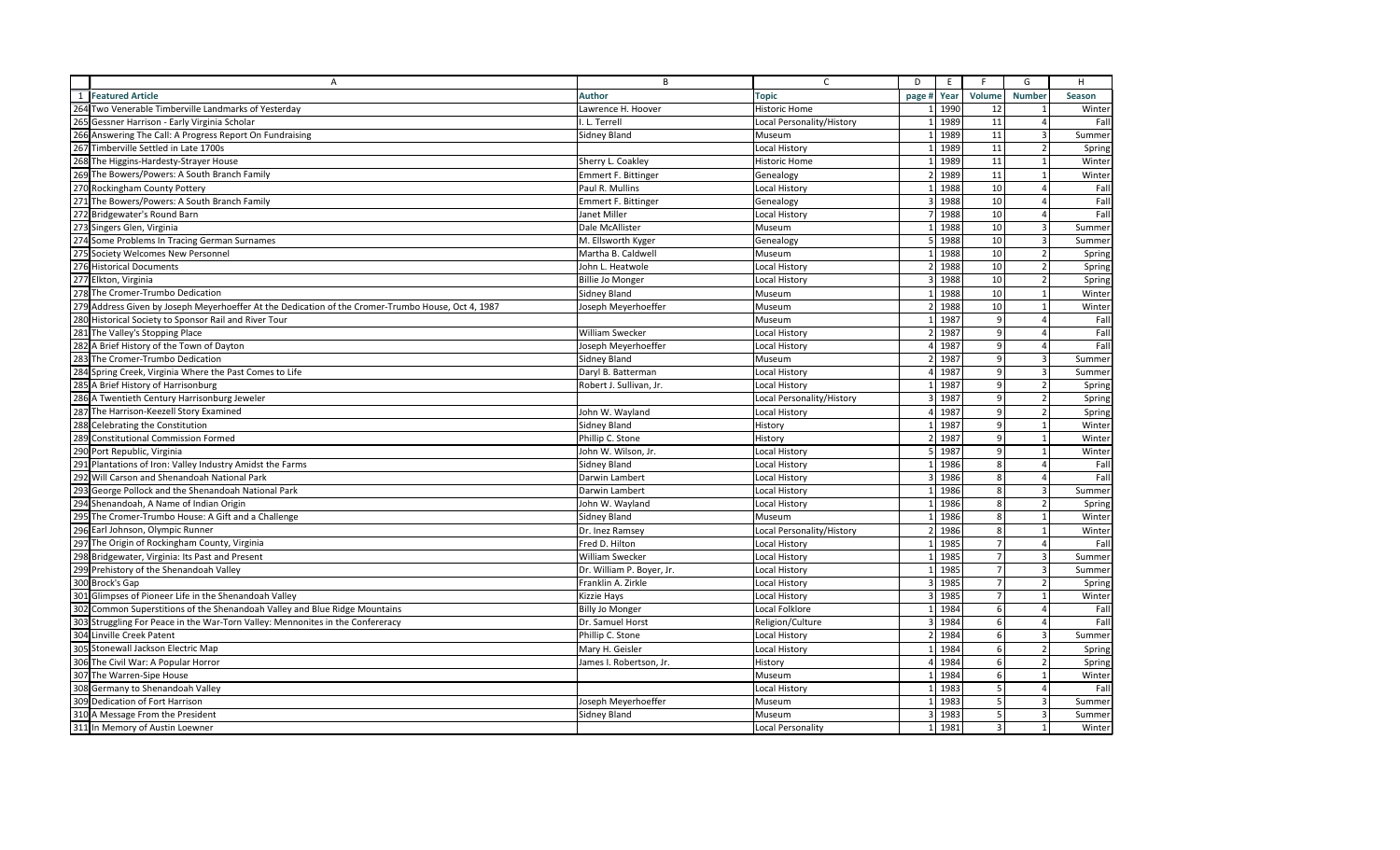| | A | B | C | D | E | F | G | H |
|---|---|---|---|---|---|---|---|---|
| 1 | **Featured Article** | **Author** | **Topic** | **page #** | **Year** | **Volume** | **Number** | **Season** |
| 264 | Two Venerable Timberville Landmarks of Yesterday | Lawrence H. Hoover | Historic Home | 1 | 1990 | 12 | 1 | Winter |
| 265 | Gessner Harrison - Early Virginia Scholar | I. L. Terrell | Local Personality/History | 1 | 1989 | 11 | 4 | Fall |
| 266 | Answering The Call: A Progress Report On Fundraising | Sidney Bland | Museum | 1 | 1989 | 11 | 3 | Summer |
| 267 | Timberville Settled in Late 1700s | | Local History | 1 | 1989 | 11 | 2 | Spring |
| 268 | The Higgins-Hardesty-Strayer House | Sherry L. Coakley | Historic Home | 1 | 1989 | 11 | 1 | Winter |
| 269 | The Bowers/Powers: A South Branch Family | Emmert F. Bittinger | Genealogy | 2 | 1989 | 11 | 1 | Winter |
| 270 | Rockingham County Pottery | Paul R. Mullins | Local History | 1 | 1988 | 10 | 4 | Fall |
| 271 | The Bowers/Powers: A South Branch Family | Emmert F. Bittinger | Genealogy | 3 | 1988 | 10 | 4 | Fall |
| 272 | Bridgewater's Round Barn | Janet Miller | Local History | 7 | 1988 | 10 | 4 | Fall |
| 273 | Singers Glen, Virginia | Dale McAllister | Museum | 1 | 1988 | 10 | 3 | Summer |
| 274 | Some Problems In Tracing German Surnames | M. Ellsworth Kyger | Genealogy | 5 | 1988 | 10 | 3 | Summer |
| 275 | Society Welcomes New Personnel | Martha B. Caldwell | Museum | 1 | 1988 | 10 | 2 | Spring |
| 276 | Historical Documents | John L. Heatwole | Local History | 2 | 1988 | 10 | 2 | Spring |
| 277 | Elkton, Virginia | Billie Jo Monger | Local History | 3 | 1988 | 10 | 2 | Spring |
| 278 | The Cromer-Trumbo Dedication | Sidney Bland | Museum | 1 | 1988 | 10 | 1 | Winter |
| 279 | Address Given by Joseph Meyerhoeffer At the Dedication of the Cromer-Trumbo House, Oct 4, 1987 | Joseph Meyerhoeffer | Museum | 2 | 1988 | 10 | 1 | Winter |
| 280 | Historical Society to Sponsor Rail and River Tour | | Museum | 1 | 1987 | 9 | 4 | Fall |
| 281 | The Valley's Stopping Place | William Swecker | Local History | 2 | 1987 | 9 | 4 | Fall |
| 282 | A Brief History of the Town of Dayton | Joseph Meyerhoeffer | Local History | 4 | 1987 | 9 | 4 | Fall |
| 283 | The Cromer-Trumbo Dedication | Sidney Bland | Museum | 2 | 1987 | 9 | 3 | Summer |
| 284 | Spring Creek, Virginia Where the Past Comes to Life | Daryl B. Batterman | Local History | 4 | 1987 | 9 | 3 | Summer |
| 285 | A Brief History of Harrisonburg | Robert J. Sullivan, Jr. | Local History | 1 | 1987 | 9 | 2 | Spring |
| 286 | A Twentieth Century Harrisonburg Jeweler | | Local Personality/History | 3 | 1987 | 9 | 2 | Spring |
| 287 | The Harrison-Keezell Story Examined | John W. Wayland | Local History | 4 | 1987 | 9 | 2 | Spring |
| 288 | Celebrating the Constitution | Sidney Bland | History | 1 | 1987 | 9 | 1 | Winter |
| 289 | Constitutional Commission Formed | Phillip C. Stone | History | 2 | 1987 | 9 | 1 | Winter |
| 290 | Port Republic, Virginia | John W. Wilson, Jr. | Local History | 5 | 1987 | 9 | 1 | Winter |
| 291 | Plantations of Iron: Valley Industry Amidst the Farms | Sidney Bland | Local History | 1 | 1986 | 8 | 4 | Fall |
| 292 | Will Carson and Shenandoah National Park | Darwin Lambert | Local History | 3 | 1986 | 8 | 4 | Fall |
| 293 | George Pollock and the Shenandoah National Park | Darwin Lambert | Local History | 1 | 1986 | 8 | 3 | Summer |
| 294 | Shenandoah, A Name of Indian Origin | John W. Wayland | Local History | 1 | 1986 | 8 | 2 | Spring |
| 295 | The Cromer-Trumbo House: A Gift and a Challenge | Sidney Bland | Museum | 1 | 1986 | 8 | 1 | Winter |
| 296 | Earl Johnson, Olympic Runner | Dr. Inez Ramsey | Local Personality/History | 2 | 1986 | 8 | 1 | Winter |
| 297 | The Origin of Rockingham County, Virginia | Fred D. Hilton | Local History | 1 | 1985 | 7 | 4 | Fall |
| 298 | Bridgewater, Virginia: Its Past and Present | William Swecker | Local History | 1 | 1985 | 7 | 3 | Summer |
| 299 | Prehistory of the Shenandoah Valley | Dr. William P. Boyer, Jr. | Local History | 1 | 1985 | 7 | 3 | Summer |
| 300 | Brock's Gap | Franklin A. Zirkle | Local History | 3 | 1985 | 7 | 2 | Spring |
| 301 | Glimpses of Pioneer Life in the Shenandoah Valley | Kizzie Hays | Local History | 3 | 1985 | 7 | 1 | Winter |
| 302 | Common Superstitions of the Shenandoah Valley and Blue Ridge Mountains | Billy Jo Monger | Local Folklore | 1 | 1984 | 6 | 4 | Fall |
| 303 | Struggling For Peace in the War-Torn Valley: Mennonites in the Confereracy | Dr. Samuel Horst | Religion/Culture | 3 | 1984 | 6 | 4 | Fall |
| 304 | Linville Creek Patent | Phillip C. Stone | Local History | 2 | 1984 | 6 | 3 | Summer |
| 305 | Stonewall Jackson Electric Map | Mary H. Geisler | Local History | 1 | 1984 | 6 | 2 | Spring |
| 306 | The Civil War: A Popular Horror | James I. Robertson, Jr. | History | 4 | 1984 | 6 | 2 | Spring |
| 307 | The Warren-Sipe House | | Museum | 1 | 1984 | 6 | 1 | Winter |
| 308 | Germany to Shenandoah Valley | | Local History | 1 | 1983 | 5 | 4 | Fall |
| 309 | Dedication of Fort Harrison | Joseph Meyerhoeffer | Museum | 1 | 1983 | 5 | 3 | Summer |
| 310 | A Message From the President | Sidney Bland | Museum | 3 | 1983 | 5 | 3 | Summer |
| 311 | In Memory of Austin Loewner | | Local Personality | 1 | 1981 | 3 | 1 | Winter |